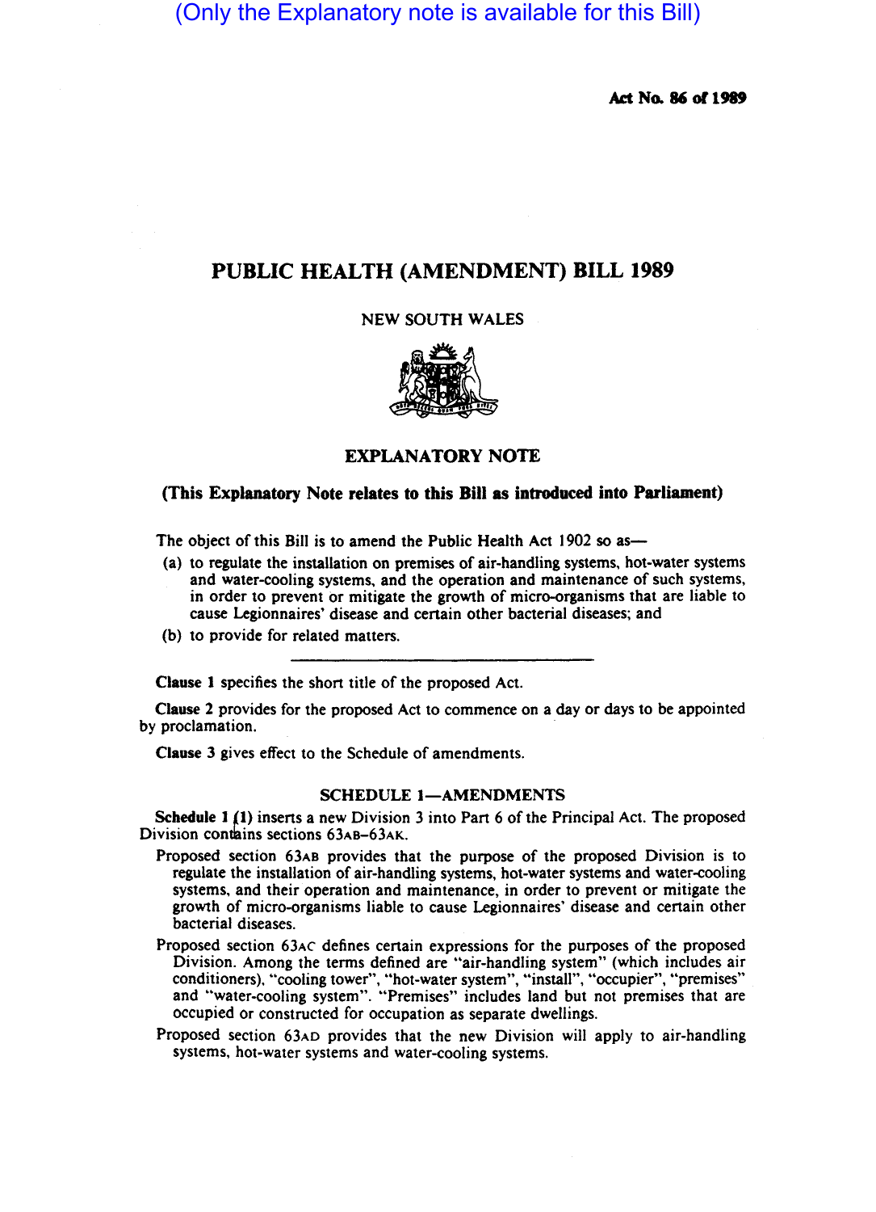(Only the Explanatory note is available for this Bill)

**Act No. 86 of 1989**

# PUBLIC HEALTH (AMENDMENT) BILL 1989

NEW SOUTH WALES

## EXPLANATORY NOTE

**(This Explanatory Note relates to this Bill as introduced into Parliament)**

The object of this Bill is to amend the Public Health Act 1902 so as—

(a) to regulate the installation on premises of air-handling systems, hot-water systems and water-cooling systems, and the operation and maintenance of such systems, in order to prevent or mitigate the growth of micro-organisms that are liable to cause Legionnaires' disease and certain other bacterial diseases; and

(b) to provide for related matters.

---

**Clause 1** specifies the short title of the proposed Act.

**Clause 2** provides for the proposed Act to commence on a day or days to be appointed by proclamation.

**Clause 3** gives effect to the Schedule of amendments.

### SCHEDULE 1—AMENDMENTS

**Schedule 1 (1)** inserts a new Division 3 into Part 6 of the Principal Act. The proposed Division contains sections 63AB–63AK.

Proposed section 63AB provides that the purpose of the proposed Division is to regulate the installation of air-handling systems, hot-water systems and water-cooling systems, and their operation and maintenance, in order to prevent or mitigate the growth of micro-organisms liable to cause Legionnaires' disease and certain other bacterial diseases.

Proposed section 63AC defines certain expressions for the purposes of the proposed Division. Among the terms defined are "air-handling system" (which includes air conditioners), "cooling tower", "hot-water system", "install", "occupier", "premises" and "water-cooling system". "Premises" includes land but not premises that are occupied or constructed for occupation as separate dwellings.

Proposed section 63AD provides that the new Division will apply to air-handling systems, hot-water systems and water-cooling systems.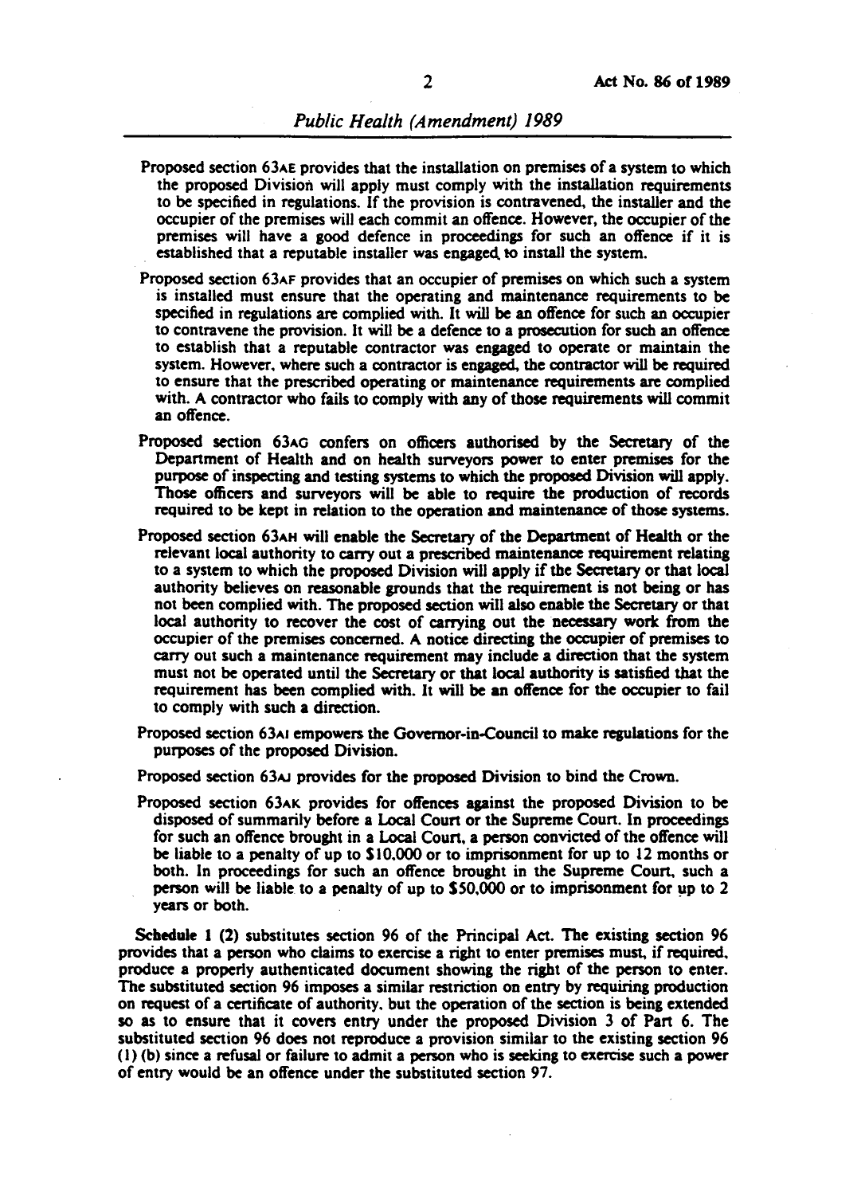Proposed section 63AE provides that the installation on premises of a system to which the proposed Division will apply must comply with the installation requirements to be specified in regulations. If the provision is contravened, the installer and the occupier of the premises will each commit an offence. However, the occupier of the premises will have a good defence in proceedings for such an offence if it is established that a reputable installer was engaged to install the system.

Proposed section 63AF provides that an occupier of premises on which such a system is installed must ensure that the operating and maintenance requirements to be specified in regulations are complied with. It will be an offence for such an occupier to contravene the provision. It will be a defence to a prosecution for such an offence to establish that a reputable contractor was engaged to operate or maintain the system. However, where such a contractor is engaged, the contractor will be required to ensure that the prescribed operating or maintenance requirements are complied with. A contractor who fails to comply with any of those requirements will commit an offence.

Proposed section 63AG confers on officers authorised by the Secretary of the Department of Health and on health surveyors power to enter premises for the purpose of inspecting and testing systems to which the proposed Division will apply. Those officers and surveyors will be able to require the production of records required to be kept in relation to the operation and maintenance of those systems.

Proposed section 63AH will enable the Secretary of the Department of Health or the relevant local authority to carry out a prescribed maintenance requirement relating to a system to which the proposed Division will apply if the Secretary or that local authority believes on reasonable grounds that the requirement is not being or has not been complied with. The proposed section will also enable the Secretary or that local authority to recover the cost of carrying out the necessary work from the occupier of the premises concerned. A notice directing the occupier of premises to carry out such a maintenance requirement may include a direction that the system must not be operated until the Secretary or that local authority is satisfied that the requirement has been complied with. It will be an offence for the occupier to fail to comply with such a direction.

Proposed section 63AI empowers the Governor-in-Council to make regulations for the purposes of the proposed Division.

Proposed section 63AJ provides for the proposed Division to bind the Crown.

Proposed section 63AK provides for offences against the proposed Division to be disposed of summarily before a Local Court or the Supreme Court. In proceedings for such an offence brought in a Local Court, a person convicted of the offence will be liable to a penalty of up to $10,000 or to imprisonment for up to 12 months or both. In proceedings for such an offence brought in the Supreme Court, such a person will be liable to a penalty of up to $50,000 or to imprisonment for up to 2 years or both.

**Schedule 1 (2)** substitutes section 96 of the Principal Act. The existing section 96 provides that a person who claims to exercise a right to enter premises must, if required, produce a properly authenticated document showing the right of the person to enter. The substituted section 96 imposes a similar restriction on entry by requiring production on request of a certificate of authority, but the operation of the section is being extended so as to ensure that it covers entry under the proposed Division 3 of Part 6. The substituted section 96 does not reproduce a provision similar to the existing section 96 (1) (b) since a refusal or failure to admit a person who is seeking to exercise such a power of entry would be an offence under the substituted section 97.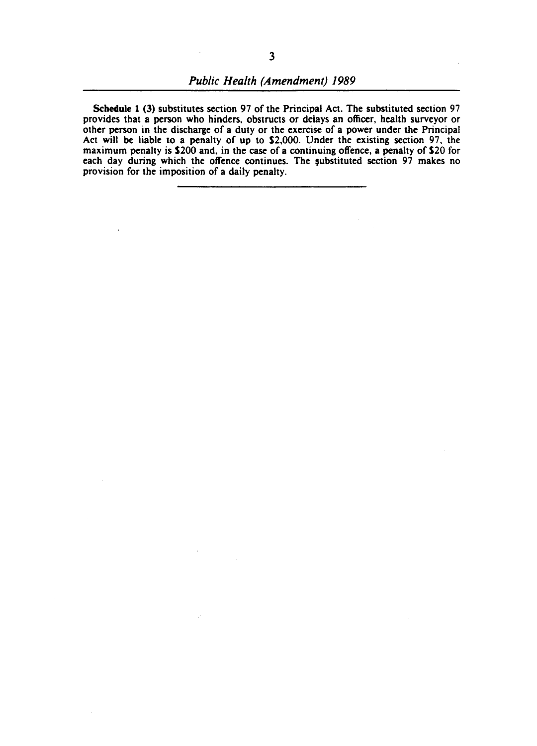**Schedule 1 (3)** substitutes section 97 of the Principal Act. The substituted section 97 provides that a person who hinders, obstructs or delays an officer, health surveyor or other person in the discharge of a duty or the exercise of a power under the Principal Act will be liable to a penalty of up to $2,000. Under the existing section 97, the maximum penalty is $200 and, in the case of a continuing offence, a penalty of $20 for each day during which the offence continues. The substituted section 97 makes no provision for the imposition of a daily penalty.